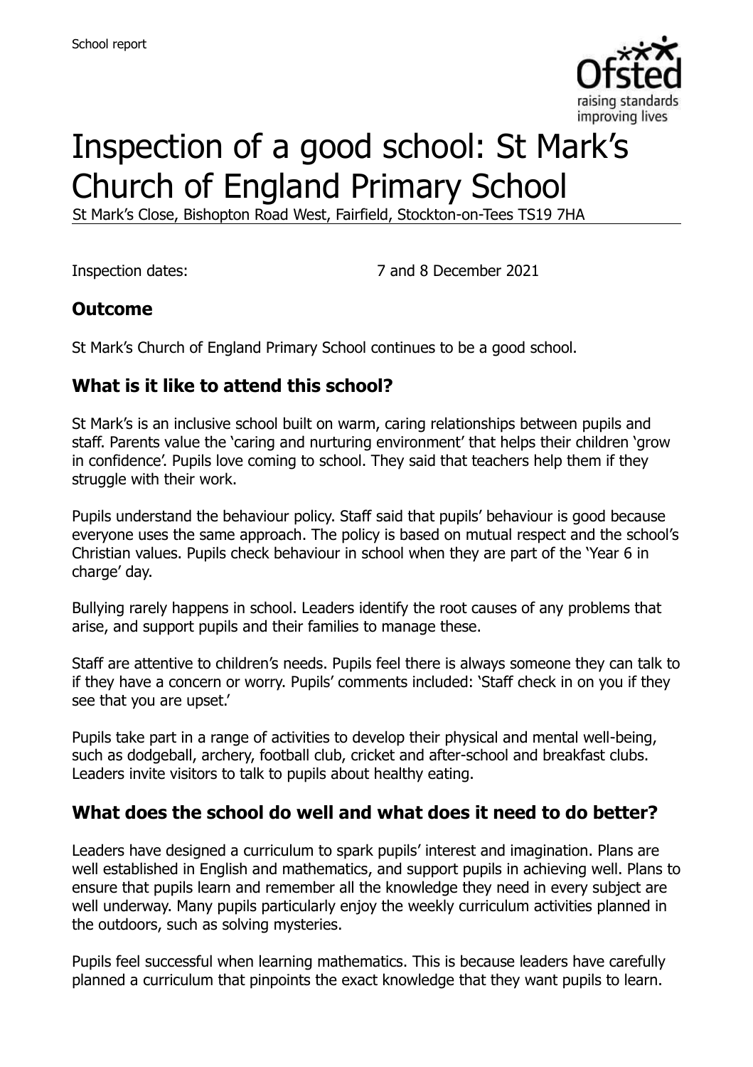School report

# Inspection of a good school: St Mark's Church of England Primary School

St Mark's Close, Bishopton Road West, Fairfield, Stockton-on-Tees TS19 7HA

Inspection dates: 7 and 8 December 2021

## Outcome

St Mark's Church of England Primary School continues to be a good school.

## What is it like to attend this school?

St Mark's is an inclusive school built on warm, caring relationships between pupils and staff. Parents value the 'caring and nurturing environment' that helps their children 'grow in confidence'. Pupils love coming to school. They said that teachers help them if they struggle with their work.

Pupils understand the behaviour policy. Staff said that pupils' behaviour is good because everyone uses the same approach. The policy is based on mutual respect and the school's Christian values. Pupils check behaviour in school when they are part of the 'Year 6 in charge' day.

Bullying rarely happens in school. Leaders identify the root causes of any problems that arise, and support pupils and their families to manage these.

Staff are attentive to children's needs. Pupils feel there is always someone they can talk to if they have a concern or worry. Pupils' comments included: 'Staff check in on you if they see that you are upset.'

Pupils take part in a range of activities to develop their physical and mental well-being, such as dodgeball, archery, football club, cricket and after-school and breakfast clubs. Leaders invite visitors to talk to pupils about healthy eating.

## What does the school do well and what does it need to do better?

Leaders have designed a curriculum to spark pupils' interest and imagination. Plans are well established in English and mathematics, and support pupils in achieving well. Plans to ensure that pupils learn and remember all the knowledge they need in every subject are well underway. Many pupils particularly enjoy the weekly curriculum activities planned in the outdoors, such as solving mysteries.

Pupils feel successful when learning mathematics. This is because leaders have carefully planned a curriculum that pinpoints the exact knowledge that they want pupils to learn.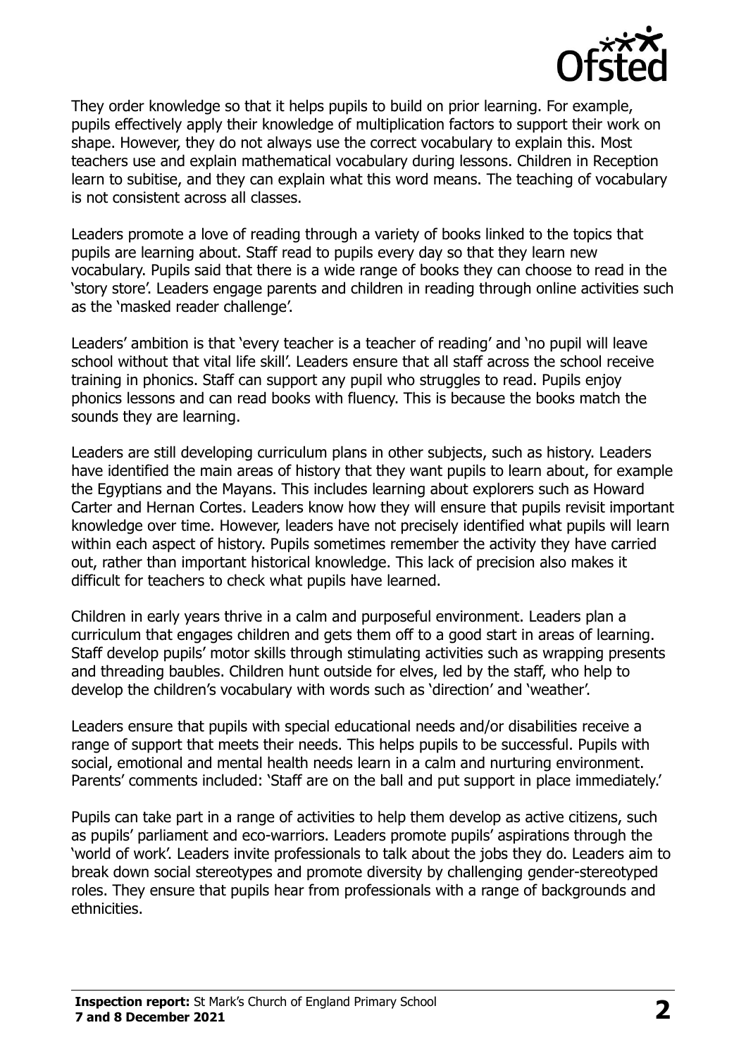They order knowledge so that it helps pupils to build on prior learning. For example, pupils effectively apply their knowledge of multiplication factors to support their work on shape. However, they do not always use the correct vocabulary to explain this. Most teachers use and explain mathematical vocabulary during lessons. Children in Reception learn to subitise, and they can explain what this word means. The teaching of vocabulary is not consistent across all classes.

Leaders promote a love of reading through a variety of books linked to the topics that pupils are learning about. Staff read to pupils every day so that they learn new vocabulary. Pupils said that there is a wide range of books they can choose to read in the 'story store'. Leaders engage parents and children in reading through online activities such as the 'masked reader challenge'.

Leaders' ambition is that 'every teacher is a teacher of reading' and 'no pupil will leave school without that vital life skill'. Leaders ensure that all staff across the school receive training in phonics. Staff can support any pupil who struggles to read. Pupils enjoy phonics lessons and can read books with fluency. This is because the books match the sounds they are learning.

Leaders are still developing curriculum plans in other subjects, such as history. Leaders have identified the main areas of history that they want pupils to learn about, for example the Egyptians and the Mayans. This includes learning about explorers such as Howard Carter and Hernan Cortes. Leaders know how they will ensure that pupils revisit important knowledge over time. However, leaders have not precisely identified what pupils will learn within each aspect of history. Pupils sometimes remember the activity they have carried out, rather than important historical knowledge. This lack of precision also makes it difficult for teachers to check what pupils have learned.

Children in early years thrive in a calm and purposeful environment. Leaders plan a curriculum that engages children and gets them off to a good start in areas of learning. Staff develop pupils' motor skills through stimulating activities such as wrapping presents and threading baubles. Children hunt outside for elves, led by the staff, who help to develop the children's vocabulary with words such as 'direction' and 'weather'.

Leaders ensure that pupils with special educational needs and/or disabilities receive a range of support that meets their needs. This helps pupils to be successful. Pupils with social, emotional and mental health needs learn in a calm and nurturing environment. Parents' comments included: 'Staff are on the ball and put support in place immediately.'

Pupils can take part in a range of activities to help them develop as active citizens, such as pupils' parliament and eco-warriors. Leaders promote pupils' aspirations through the 'world of work'. Leaders invite professionals to talk about the jobs they do. Leaders aim to break down social stereotypes and promote diversity by challenging gender-stereotyped roles. They ensure that pupils hear from professionals with a range of backgrounds and ethnicities.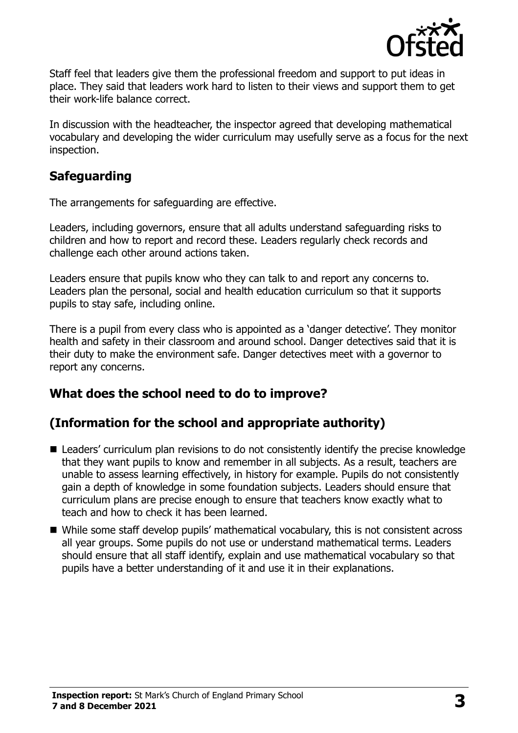Staff feel that leaders give them the professional freedom and support to put ideas in place. They said that leaders work hard to listen to their views and support them to get their work-life balance correct.

In discussion with the headteacher, the inspector agreed that developing mathematical vocabulary and developing the wider curriculum may usefully serve as a focus for the next inspection.

## Safeguarding

The arrangements for safeguarding are effective.

Leaders, including governors, ensure that all adults understand safeguarding risks to children and how to report and record these. Leaders regularly check records and challenge each other around actions taken.

Leaders ensure that pupils know who they can talk to and report any concerns to. Leaders plan the personal, social and health education curriculum so that it supports pupils to stay safe, including online.

There is a pupil from every class who is appointed as a 'danger detective'. They monitor health and safety in their classroom and around school. Danger detectives said that it is their duty to make the environment safe. Danger detectives meet with a governor to report any concerns.

## What does the school need to do to improve?

## (Information for the school and appropriate authority)

- Leaders' curriculum plan revisions to do not consistently identify the precise knowledge that they want pupils to know and remember in all subjects. As a result, teachers are unable to assess learning effectively, in history for example. Pupils do not consistently gain a depth of knowledge in some foundation subjects. Leaders should ensure that curriculum plans are precise enough to ensure that teachers know exactly what to teach and how to check it has been learned.
- While some staff develop pupils' mathematical vocabulary, this is not consistent across all year groups. Some pupils do not use or understand mathematical terms. Leaders should ensure that all staff identify, explain and use mathematical vocabulary so that pupils have a better understanding of it and use it in their explanations.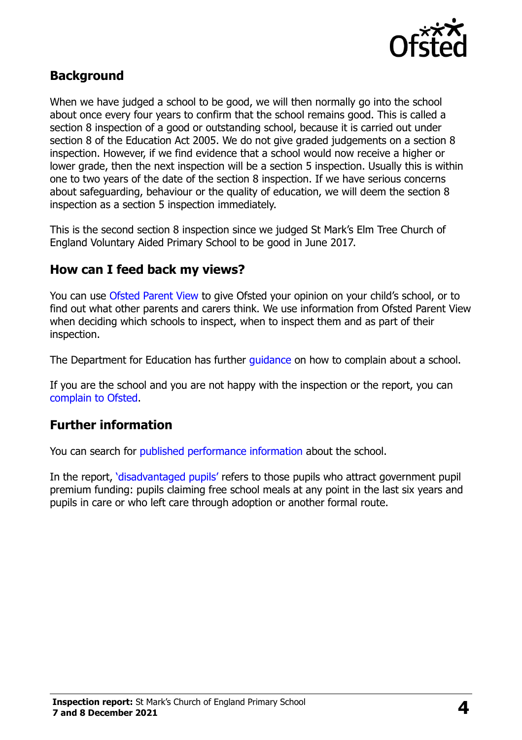## Background

When we have judged a school to be good, we will then normally go into the school about once every four years to confirm that the school remains good. This is called a section 8 inspection of a good or outstanding school, because it is carried out under section 8 of the Education Act 2005. We do not give graded judgements on a section 8 inspection. However, if we find evidence that a school would now receive a higher or lower grade, then the next inspection will be a section 5 inspection. Usually this is within one to two years of the date of the section 8 inspection. If we have serious concerns about safeguarding, behaviour or the quality of education, we will deem the section 8 inspection as a section 5 inspection immediately.

This is the second section 8 inspection since we judged St Mark's Elm Tree Church of England Voluntary Aided Primary School to be good in June 2017.

## How can I feed back my views?

You can use Ofsted Parent View to give Ofsted your opinion on your child's school, or to find out what other parents and carers think. We use information from Ofsted Parent View when deciding which schools to inspect, when to inspect them and as part of their inspection.

The Department for Education has further guidance on how to complain about a school.

If you are the school and you are not happy with the inspection or the report, you can complain to Ofsted.

## Further information

You can search for published performance information about the school.

In the report, 'disadvantaged pupils' refers to those pupils who attract government pupil premium funding: pupils claiming free school meals at any point in the last six years and pupils in care or who left care through adoption or another formal route.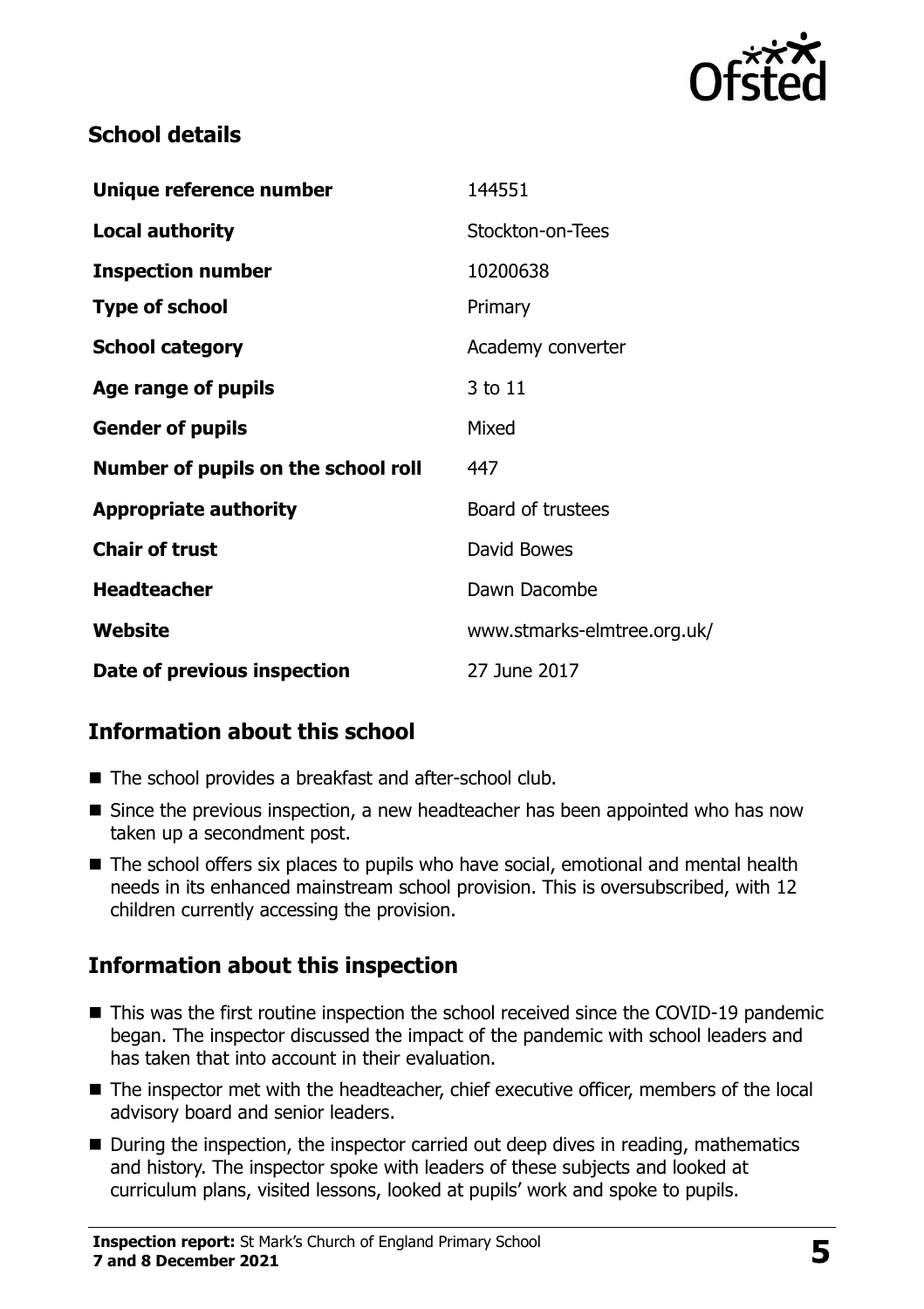## School details

| | |
|---|---|
| **Unique reference number** | 144551 |
| **Local authority** | Stockton-on-Tees |
| **Inspection number** | 10200638 |
| **Type of school** | Primary |
| **School category** | Academy converter |
| **Age range of pupils** | 3 to 11 |
| **Gender of pupils** | Mixed |
| **Number of pupils on the school roll** | 447 |
| **Appropriate authority** | Board of trustees |
| **Chair of trust** | David Bowes |
| **Headteacher** | Dawn Dacombe |
| **Website** | www.stmarks-elmtree.org.uk/ |
| **Date of previous inspection** | 27 June 2017 |

## Information about this school

- The school provides a breakfast and after-school club.
- Since the previous inspection, a new headteacher has been appointed who has now taken up a secondment post.
- The school offers six places to pupils who have social, emotional and mental health needs in its enhanced mainstream school provision. This is oversubscribed, with 12 children currently accessing the provision.

## Information about this inspection

- This was the first routine inspection the school received since the COVID-19 pandemic began. The inspector discussed the impact of the pandemic with school leaders and has taken that into account in their evaluation.
- The inspector met with the headteacher, chief executive officer, members of the local advisory board and senior leaders.
- During the inspection, the inspector carried out deep dives in reading, mathematics and history. The inspector spoke with leaders of these subjects and looked at curriculum plans, visited lessons, looked at pupils' work and spoke to pupils.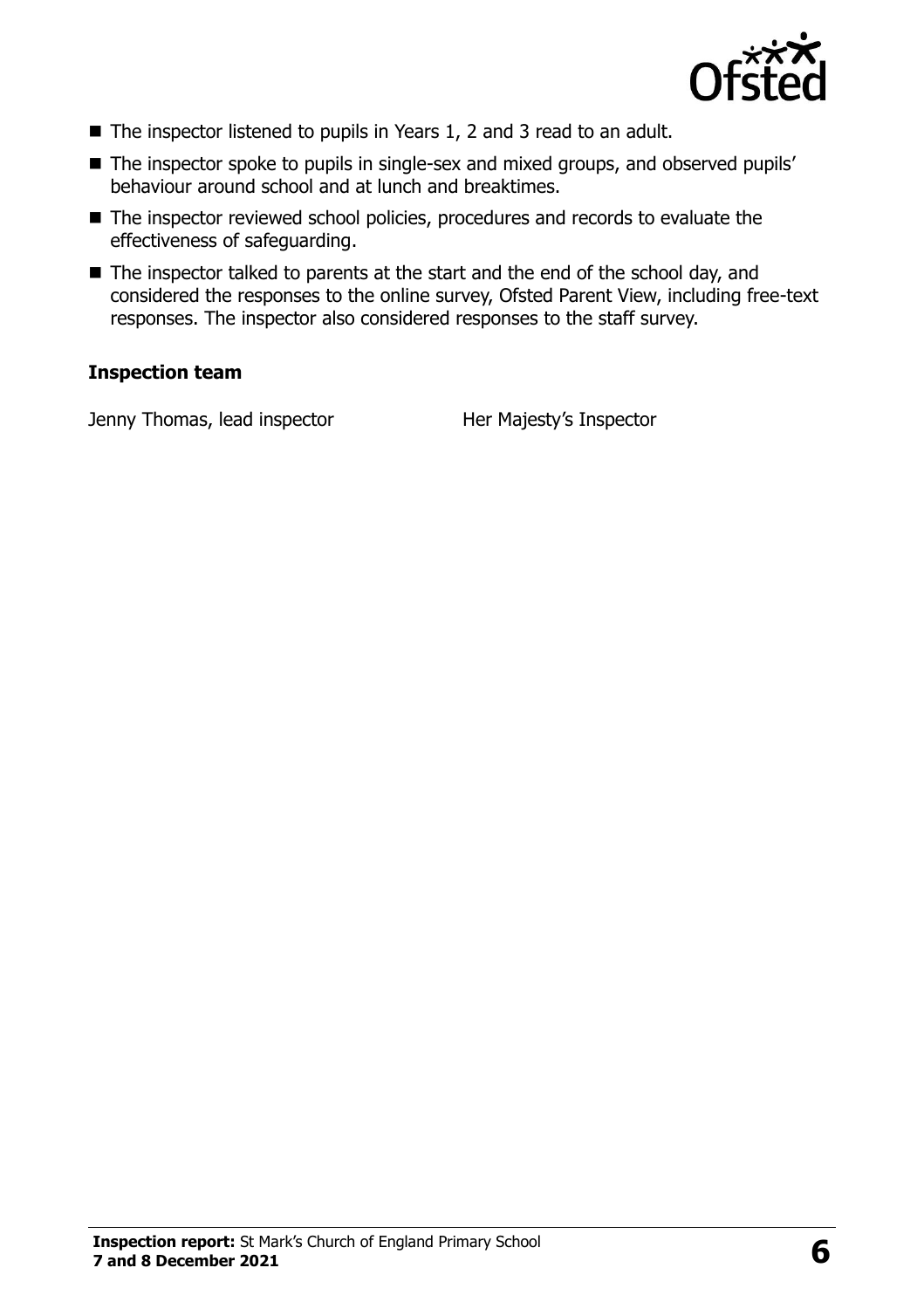- The inspector listened to pupils in Years 1, 2 and 3 read to an adult.
- The inspector spoke to pupils in single-sex and mixed groups, and observed pupils' behaviour around school and at lunch and breaktimes.
- The inspector reviewed school policies, procedures and records to evaluate the effectiveness of safeguarding.
- The inspector talked to parents at the start and the end of the school day, and considered the responses to the online survey, Ofsted Parent View, including free-text responses. The inspector also considered responses to the staff survey.

### Inspection team

| | |
|---|---|
| Jenny Thomas, lead inspector | Her Majesty's Inspector |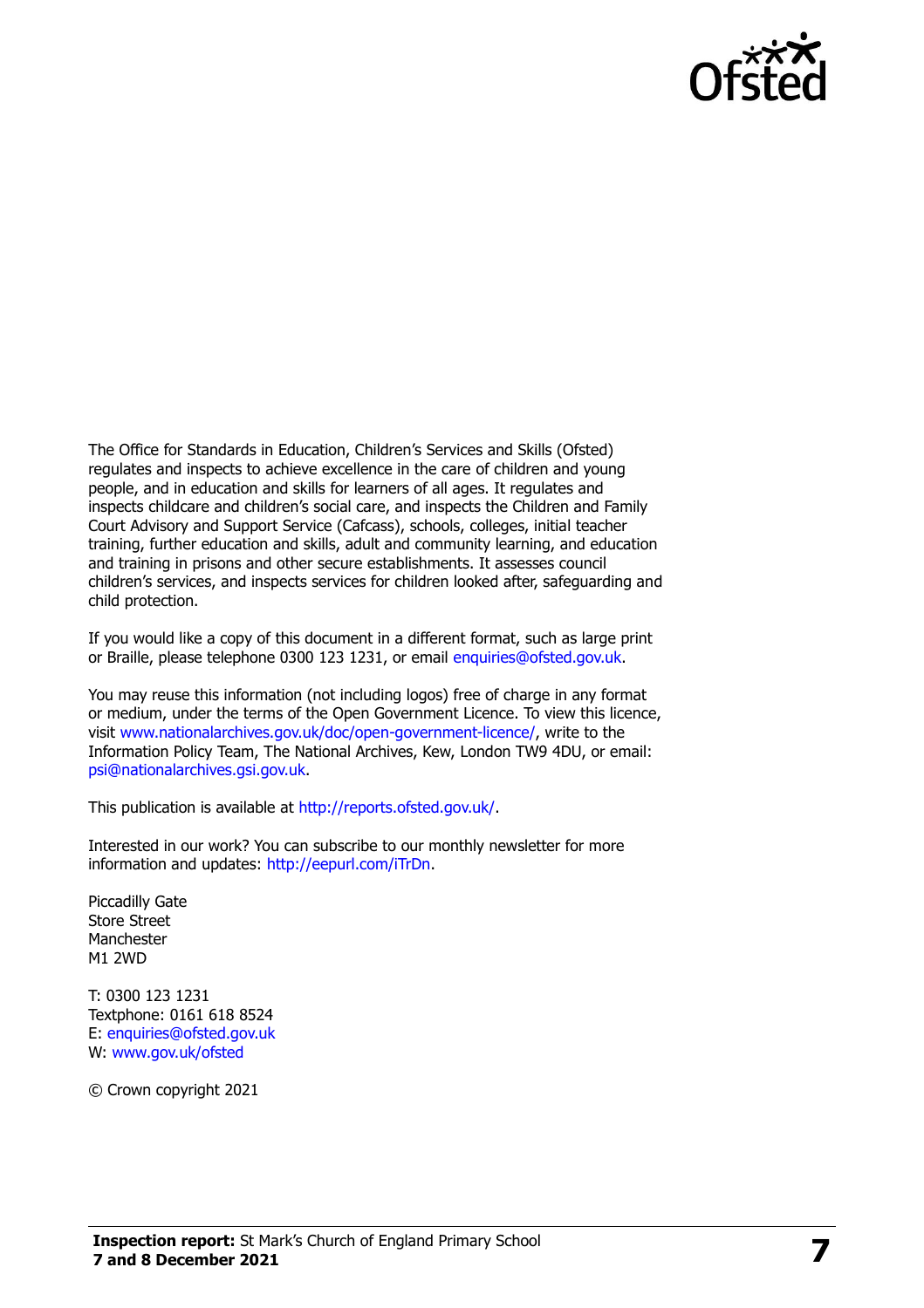The Office for Standards in Education, Children's Services and Skills (Ofsted) regulates and inspects to achieve excellence in the care of children and young people, and in education and skills for learners of all ages. It regulates and inspects childcare and children's social care, and inspects the Children and Family Court Advisory and Support Service (Cafcass), schools, colleges, initial teacher training, further education and skills, adult and community learning, and education and training in prisons and other secure establishments. It assesses council children's services, and inspects services for children looked after, safeguarding and child protection.

If you would like a copy of this document in a different format, such as large print or Braille, please telephone 0300 123 1231, or email enquiries@ofsted.gov.uk.

You may reuse this information (not including logos) free of charge in any format or medium, under the terms of the Open Government Licence. To view this licence, visit www.nationalarchives.gov.uk/doc/open-government-licence/, write to the Information Policy Team, The National Archives, Kew, London TW9 4DU, or email: psi@nationalarchives.gsi.gov.uk.

This publication is available at http://reports.ofsted.gov.uk/.

Interested in our work? You can subscribe to our monthly newsletter for more information and updates: http://eepurl.com/iTrDn.

Piccadilly Gate
Store Street
Manchester
M1 2WD

T: 0300 123 1231
Textphone: 0161 618 8524
E: enquiries@ofsted.gov.uk
W: www.gov.uk/ofsted

© Crown copyright 2021